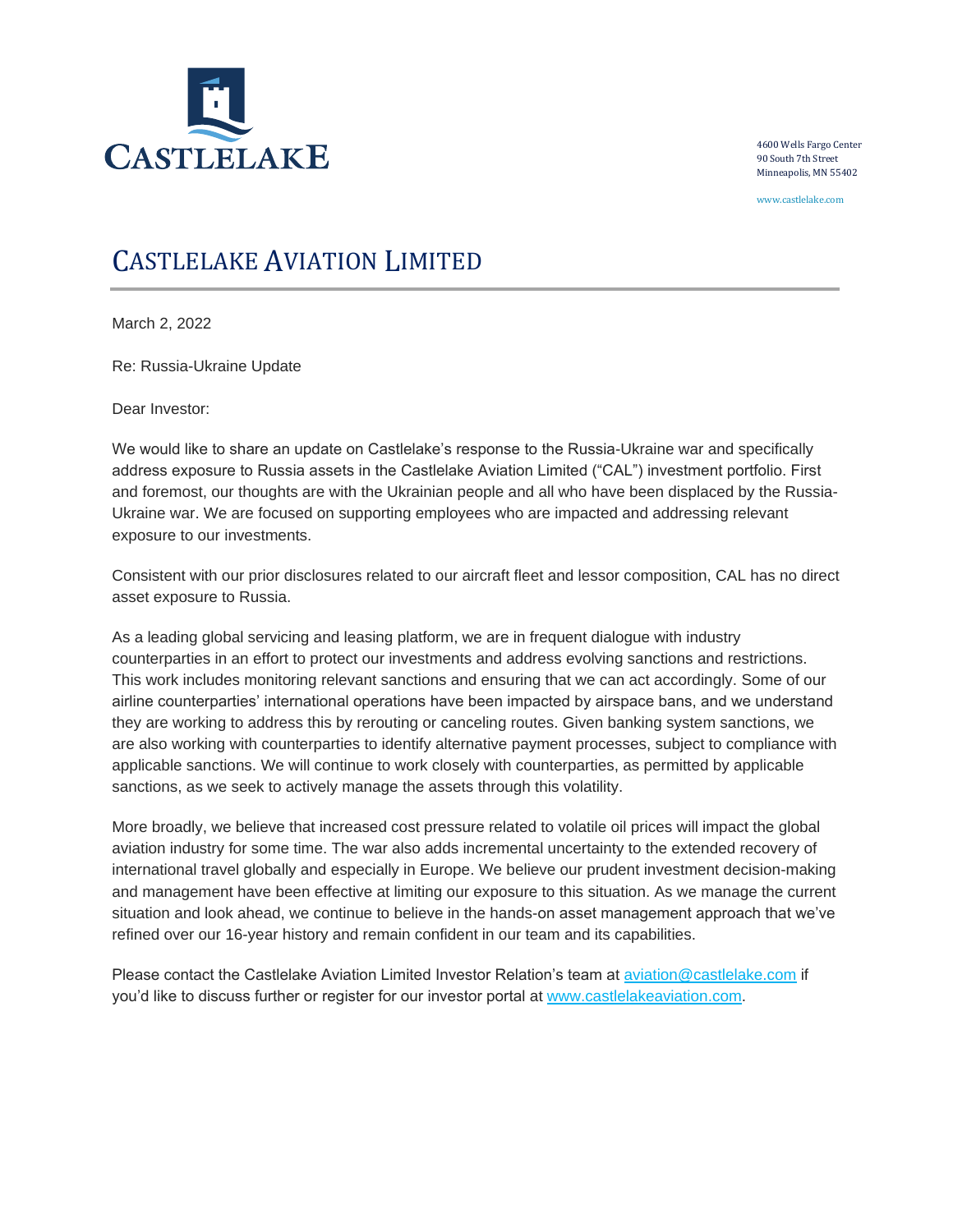CASTLELAKE

4600 Wells Fargo Center
90 South 7th Street
Minneapolis, MN 55402

www.castlelake.com

# CASTLELAKE AVIATION LIMITED

March 2, 2022

Re: Russia-Ukraine Update

Dear Investor:

We would like to share an update on Castlelake's response to the Russia-Ukraine war and specifically address exposure to Russia assets in the Castlelake Aviation Limited ("CAL") investment portfolio. First and foremost, our thoughts are with the Ukrainian people and all who have been displaced by the Russia-Ukraine war. We are focused on supporting employees who are impacted and addressing relevant exposure to our investments.

Consistent with our prior disclosures related to our aircraft fleet and lessor composition, CAL has no direct asset exposure to Russia.

As a leading global servicing and leasing platform, we are in frequent dialogue with industry counterparties in an effort to protect our investments and address evolving sanctions and restrictions. This work includes monitoring relevant sanctions and ensuring that we can act accordingly. Some of our airline counterparties' international operations have been impacted by airspace bans, and we understand they are working to address this by rerouting or canceling routes. Given banking system sanctions, we are also working with counterparties to identify alternative payment processes, subject to compliance with applicable sanctions. We will continue to work closely with counterparties, as permitted by applicable sanctions, as we seek to actively manage the assets through this volatility.

More broadly, we believe that increased cost pressure related to volatile oil prices will impact the global aviation industry for some time. The war also adds incremental uncertainty to the extended recovery of international travel globally and especially in Europe. We believe our prudent investment decision-making and management have been effective at limiting our exposure to this situation. As we manage the current situation and look ahead, we continue to believe in the hands-on asset management approach that we've refined over our 16-year history and remain confident in our team and its capabilities.

Please contact the Castlelake Aviation Limited Investor Relation's team at [aviation@castlelake.com](mailto:aviation@castlelake.com) if you'd like to discuss further or register for our investor portal at [www.castlelakeaviation.com](http://www.castlelakeaviation.com).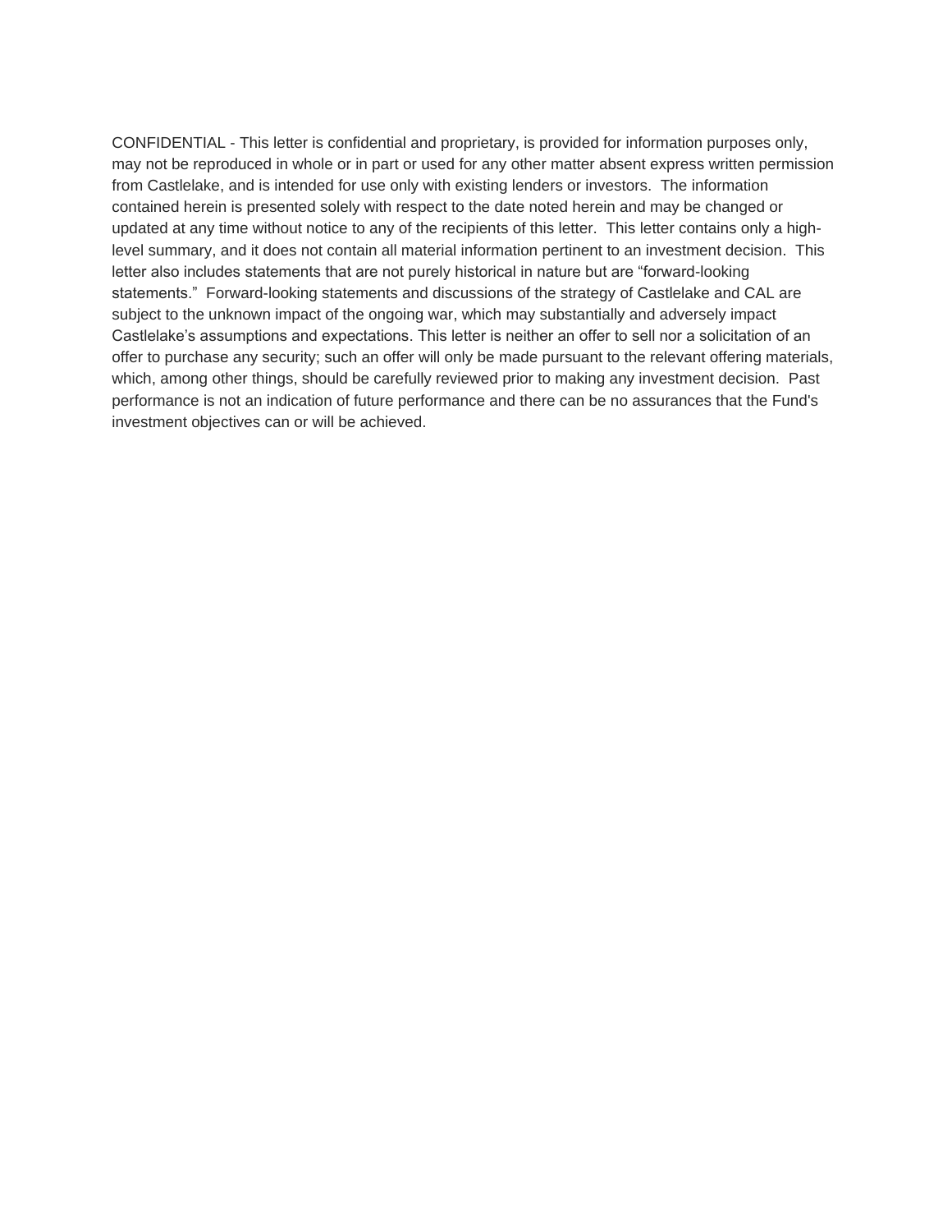CONFIDENTIAL - This letter is confidential and proprietary, is provided for information purposes only, may not be reproduced in whole or in part or used for any other matter absent express written permission from Castlelake, and is intended for use only with existing lenders or investors. The information contained herein is presented solely with respect to the date noted herein and may be changed or updated at any time without notice to any of the recipients of this letter. This letter contains only a high-level summary, and it does not contain all material information pertinent to an investment decision. This letter also includes statements that are not purely historical in nature but are "forward-looking statements." Forward-looking statements and discussions of the strategy of Castlelake and CAL are subject to the unknown impact of the ongoing war, which may substantially and adversely impact Castlelake's assumptions and expectations. This letter is neither an offer to sell nor a solicitation of an offer to purchase any security; such an offer will only be made pursuant to the relevant offering materials, which, among other things, should be carefully reviewed prior to making any investment decision. Past performance is not an indication of future performance and there can be no assurances that the Fund's investment objectives can or will be achieved.